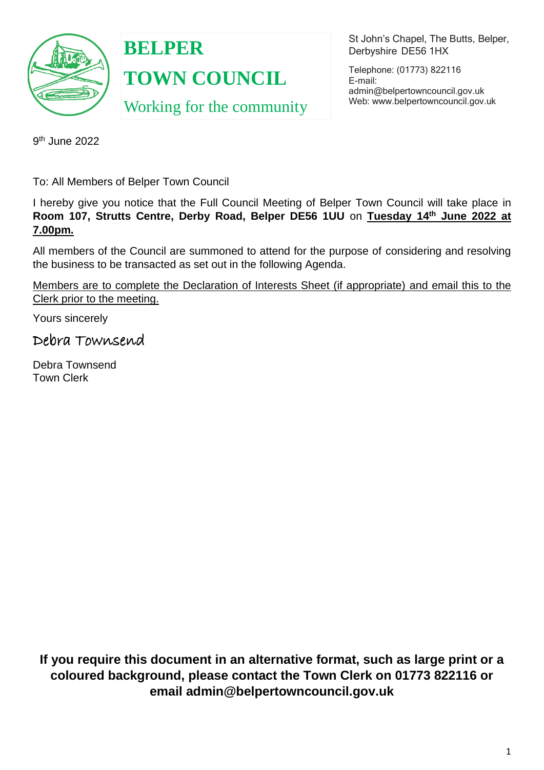# BELPER TOWN COUNCIL

Working for the community

St John's Chapel, The Butts, Belper, Derbyshire DE56 1HX

Telephone: (01773) 822116
E-mail: admin@belpertowncouncil.gov.uk
Web: www.belpertowncouncil.gov.uk

9th June 2022

To: All Members of Belper Town Council

I hereby give you notice that the Full Council Meeting of Belper Town Council will take place in **Room 107, Strutts Centre, Derby Road, Belper DE56 1UU** on **Tuesday 14th June 2022 at 7.00pm.**

All members of the Council are summoned to attend for the purpose of considering and resolving the business to be transacted as set out in the following Agenda.

Members are to complete the Declaration of Interests Sheet (if appropriate) and email this to the Clerk prior to the meeting.

Yours sincerely

Debra Townsend

Debra Townsend
Town Clerk

**If you require this document in an alternative format, such as large print or a coloured background, please contact the Town Clerk on 01773 822116 or email admin@belpertowncouncil.gov.uk**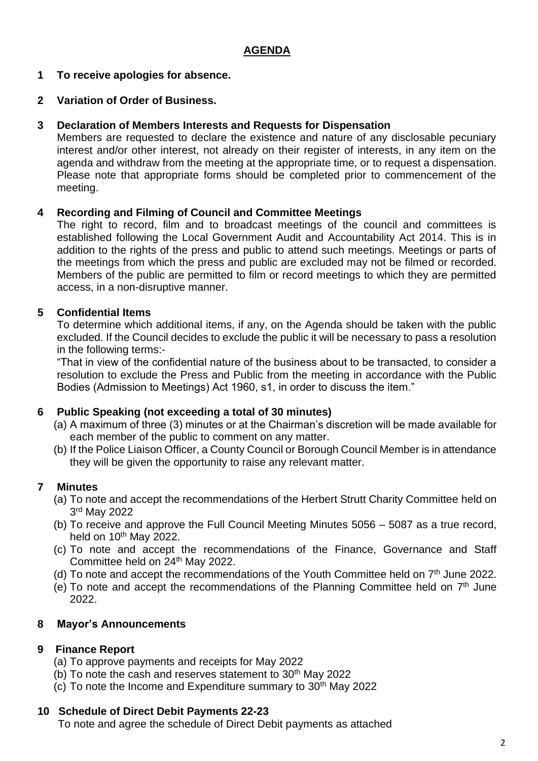## AGENDA

**1 To receive apologies for absence.**

**2 Variation of Order of Business.**

**3 Declaration of Members Interests and Requests for Dispensation**

Members are requested to declare the existence and nature of any disclosable pecuniary interest and/or other interest, not already on their register of interests, in any item on the agenda and withdraw from the meeting at the appropriate time, or to request a dispensation. Please note that appropriate forms should be completed prior to commencement of the meeting.

**4 Recording and Filming of Council and Committee Meetings**

The right to record, film and to broadcast meetings of the council and committees is established following the Local Government Audit and Accountability Act 2014. This is in addition to the rights of the press and public to attend such meetings. Meetings or parts of the meetings from which the press and public are excluded may not be filmed or recorded. Members of the public are permitted to film or record meetings to which they are permitted access, in a non-disruptive manner.

**5 Confidential Items**

To determine which additional items, if any, on the Agenda should be taken with the public excluded. If the Council decides to exclude the public it will be necessary to pass a resolution in the following terms:-

"That in view of the confidential nature of the business about to be transacted, to consider a resolution to exclude the Press and Public from the meeting in accordance with the Public Bodies (Admission to Meetings) Act 1960, s1, in order to discuss the item."

**6 Public Speaking (not exceeding a total of 30 minutes)**

(a) A maximum of three (3) minutes or at the Chairman's discretion will be made available for each member of the public to comment on any matter.

(b) If the Police Liaison Officer, a County Council or Borough Council Member is in attendance they will be given the opportunity to raise any relevant matter.

**7 Minutes**

(a) To note and accept the recommendations of the Herbert Strutt Charity Committee held on 3rd May 2022

(b) To receive and approve the Full Council Meeting Minutes 5056 – 5087 as a true record, held on 10th May 2022.

(c) To note and accept the recommendations of the Finance, Governance and Staff Committee held on 24th May 2022.

(d) To note and accept the recommendations of the Youth Committee held on 7th June 2022.

(e) To note and accept the recommendations of the Planning Committee held on 7th June 2022.

**8 Mayor's Announcements**

**9 Finance Report**

(a) To approve payments and receipts for May 2022

(b) To note the cash and reserves statement to 30th May 2022

(c) To note the Income and Expenditure summary to 30th May 2022

**10 Schedule of Direct Debit Payments 22-23**

To note and agree the schedule of Direct Debit payments as attached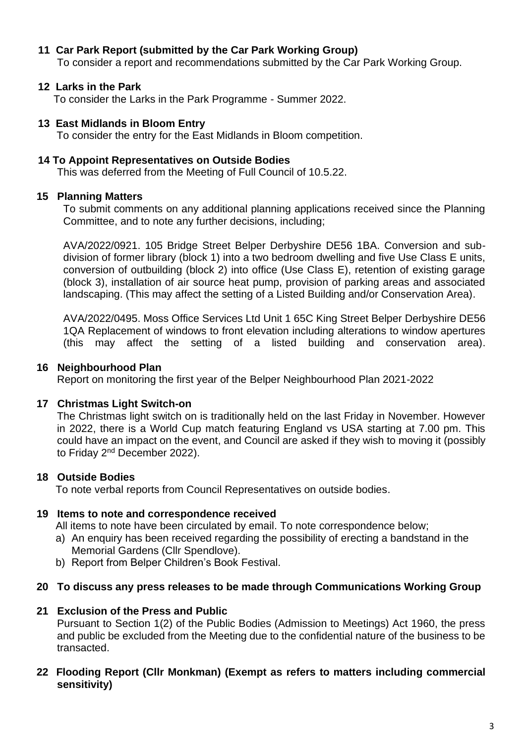**11 Car Park Report (submitted by the Car Park Working Group)**

To consider a report and recommendations submitted by the Car Park Working Group.

**12 Larks in the Park**

To consider the Larks in the Park Programme - Summer 2022.

**13 East Midlands in Bloom Entry**

To consider the entry for the East Midlands in Bloom competition.

**14 To Appoint Representatives on Outside Bodies**

This was deferred from the Meeting of Full Council of 10.5.22.

**15 Planning Matters**

To submit comments on any additional planning applications received since the Planning Committee, and to note any further decisions, including;

AVA/2022/0921. 105 Bridge Street Belper Derbyshire DE56 1BA. Conversion and sub-division of former library (block 1) into a two bedroom dwelling and five Use Class E units, conversion of outbuilding (block 2) into office (Use Class E), retention of existing garage (block 3), installation of air source heat pump, provision of parking areas and associated landscaping. (This may affect the setting of a Listed Building and/or Conservation Area).

AVA/2022/0495. Moss Office Services Ltd Unit 1 65C King Street Belper Derbyshire DE56 1QA Replacement of windows to front elevation including alterations to window apertures (this may affect the setting of a listed building and conservation area).

**16 Neighbourhood Plan**

Report on monitoring the first year of the Belper Neighbourhood Plan 2021-2022

**17 Christmas Light Switch-on**

The Christmas light switch on is traditionally held on the last Friday in November. However in 2022, there is a World Cup match featuring England vs USA starting at 7.00 pm. This could have an impact on the event, and Council are asked if they wish to moving it (possibly to Friday 2nd December 2022).

**18 Outside Bodies**

To note verbal reports from Council Representatives on outside bodies.

**19 Items to note and correspondence received**

All items to note have been circulated by email. To note correspondence below;

a) An enquiry has been received regarding the possibility of erecting a bandstand in the Memorial Gardens (Cllr Spendlove).
b) Report from Belper Children's Book Festival.

**20 To discuss any press releases to be made through Communications Working Group**

**21 Exclusion of the Press and Public**

Pursuant to Section 1(2) of the Public Bodies (Admission to Meetings) Act 1960, the press and public be excluded from the Meeting due to the confidential nature of the business to be transacted.

**22 Flooding Report (Cllr Monkman) (Exempt as refers to matters including commercial sensitivity)**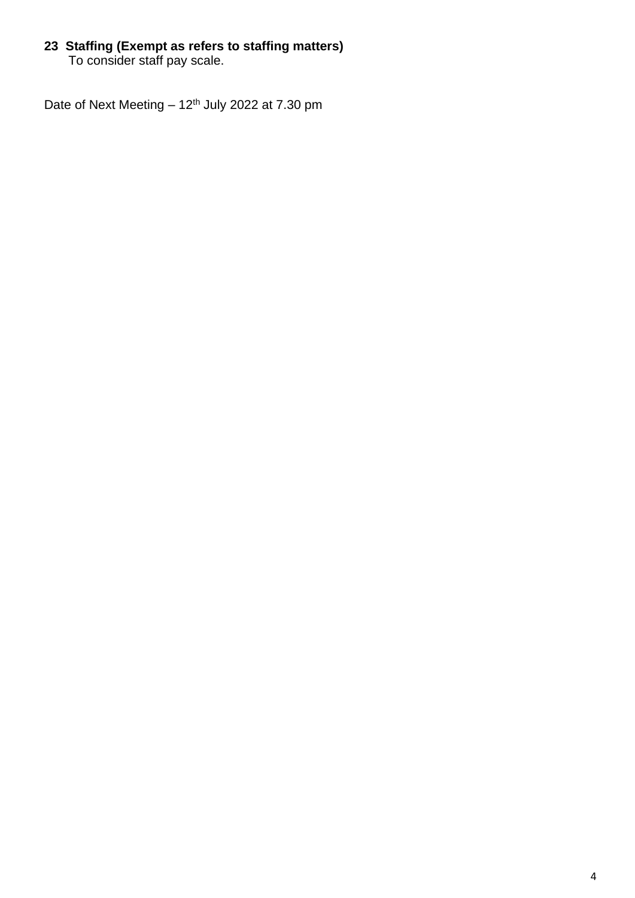**23 Staffing (Exempt as refers to staffing matters)**
To consider staff pay scale.

Date of Next Meeting – 12th July 2022 at 7.30 pm